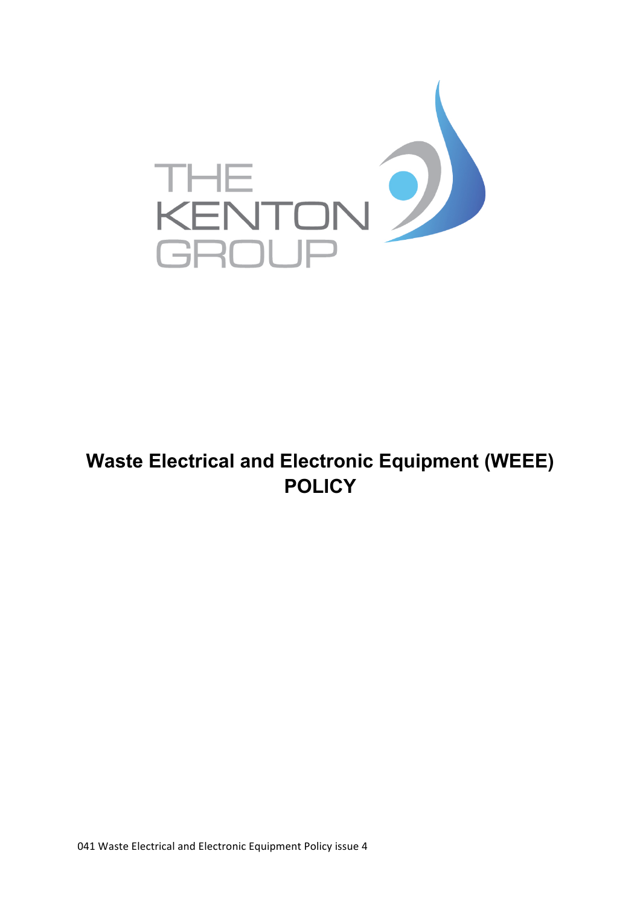THE KENTON GROUP

# Waste Electrical and Electronic Equipment (WEEE) POLICY

041 Waste Electrical and Electronic Equipment Policy issue 4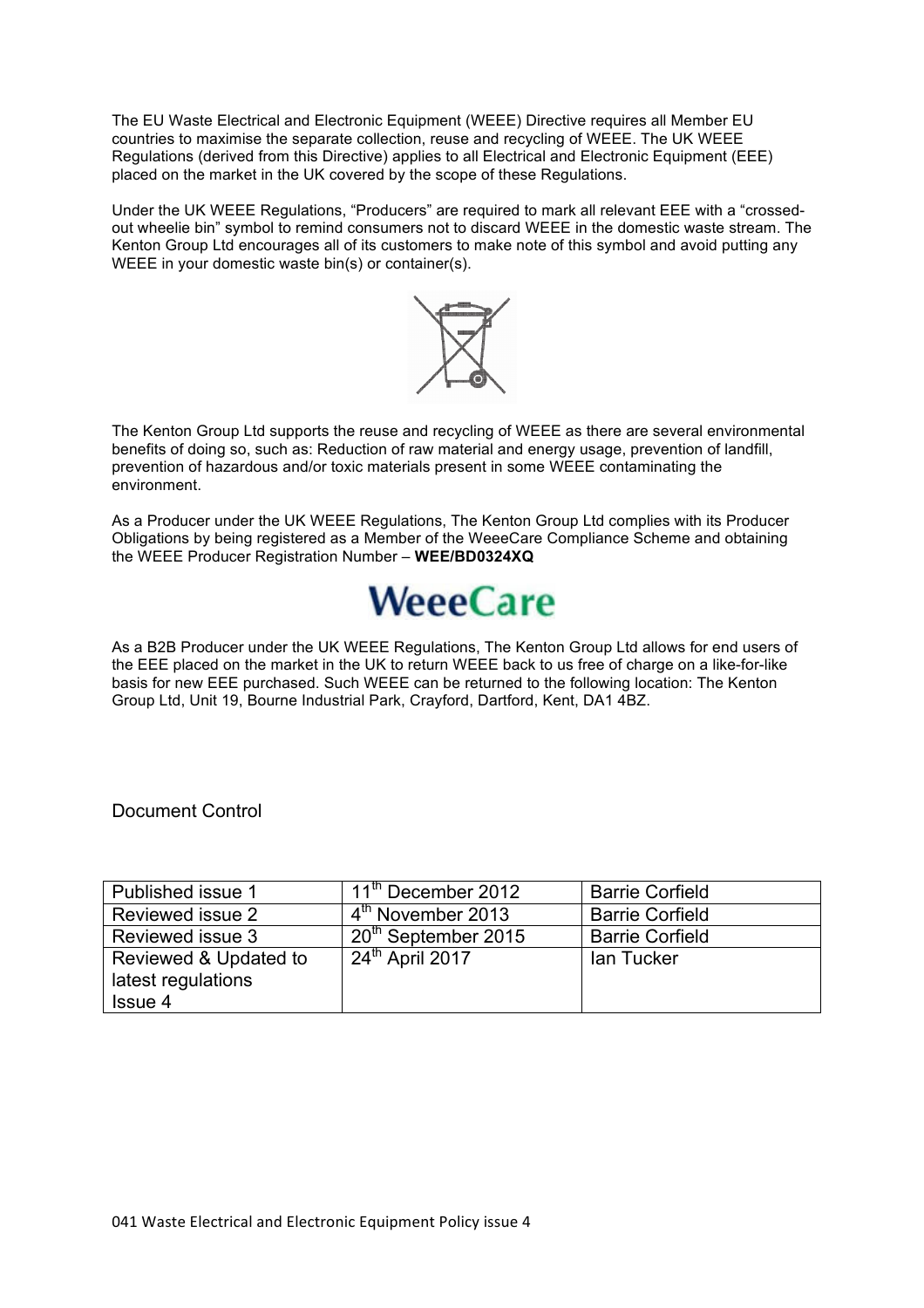The EU Waste Electrical and Electronic Equipment (WEEE) Directive requires all Member EU countries to maximise the separate collection, reuse and recycling of WEEE. The UK WEEE Regulations (derived from this Directive) applies to all Electrical and Electronic Equipment (EEE) placed on the market in the UK covered by the scope of these Regulations.

Under the UK WEEE Regulations, "Producers" are required to mark all relevant EEE with a "crossed-out wheelie bin" symbol to remind consumers not to discard WEEE in the domestic waste stream. The Kenton Group Ltd encourages all of its customers to make note of this symbol and avoid putting any WEEE in your domestic waste bin(s) or container(s).

The Kenton Group Ltd supports the reuse and recycling of WEEE as there are several environmental benefits of doing so, such as: Reduction of raw material and energy usage, prevention of landfill, prevention of hazardous and/or toxic materials present in some WEEE contaminating the environment.

As a Producer under the UK WEEE Regulations, The Kenton Group Ltd complies with its Producer Obligations by being registered as a Member of the WeeeCare Compliance Scheme and obtaining the WEEE Producer Registration Number – **WEE/BD0324XQ**

WeeeCare

As a B2B Producer under the UK WEEE Regulations, The Kenton Group Ltd allows for end users of the EEE placed on the market in the UK to return WEEE back to us free of charge on a like-for-like basis for new EEE purchased. Such WEEE can be returned to the following location: The Kenton Group Ltd, Unit 19, Bourne Industrial Park, Crayford, Dartford, Kent, DA1 4BZ.

Document Control

| | | |
|---|---|---|
| Published issue 1 | 11th December 2012 | Barrie Corfield |
| Reviewed issue 2 | 4th November 2013 | Barrie Corfield |
| Reviewed issue 3 | 20th September 2015 | Barrie Corfield |
| Reviewed & Updated to latest regulations Issue 4 | 24th April 2017 | Ian Tucker |